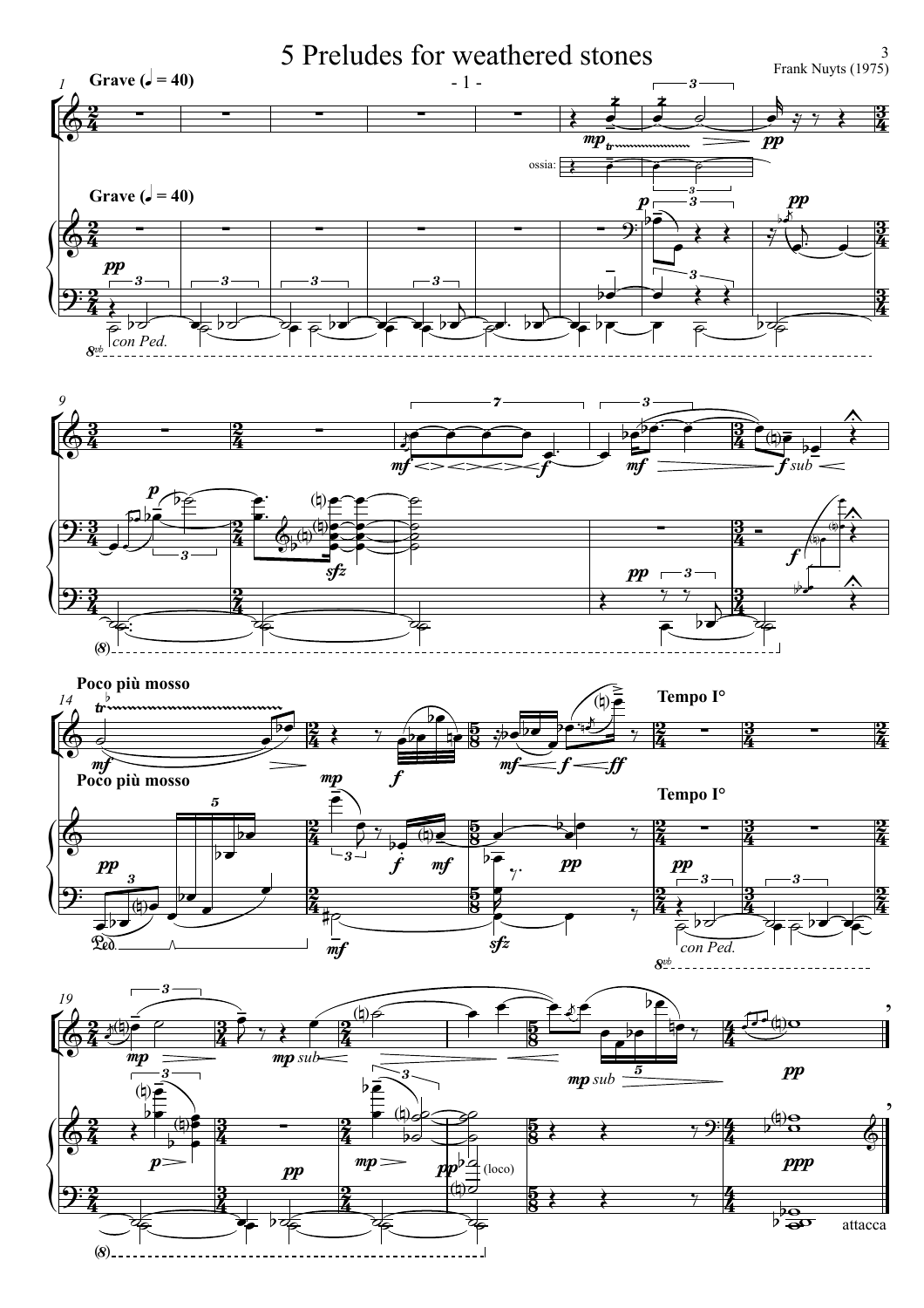# 5 Preludes for weathered stones

Frank Nuyts (1975)

- 1 -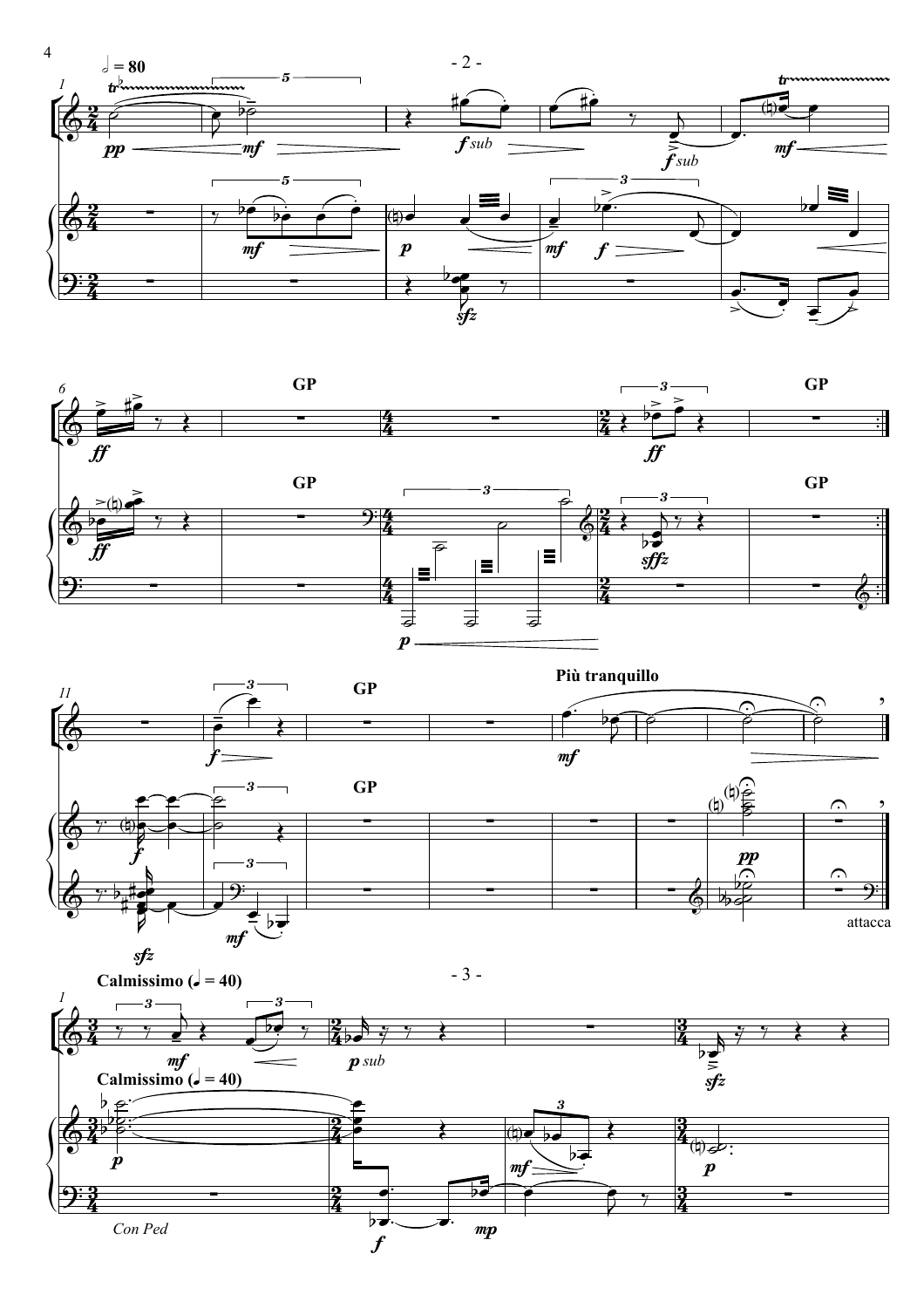- 2 -

𝅗𝅥 = 80

GP

Più tranquillo

attacca

- 3 -

Calmissimo (♩ = 40)

Con Ped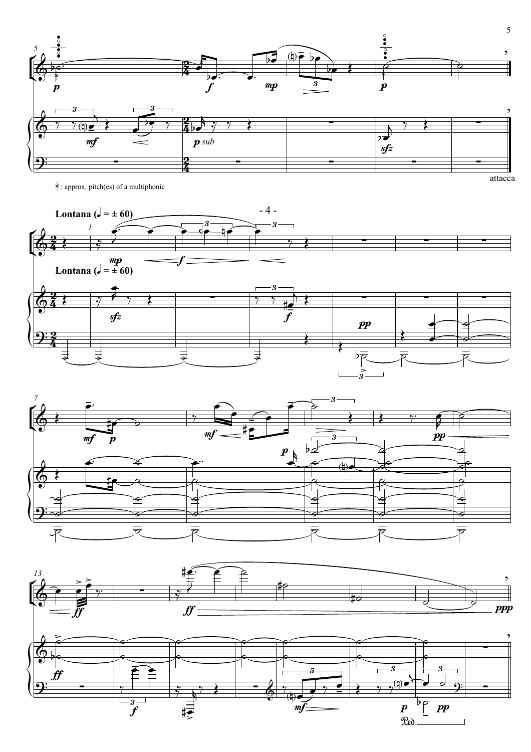✶: approx. pitch(es) of a multiphonic

attacca

- 4 -

Lontana (♩ = ± 60)